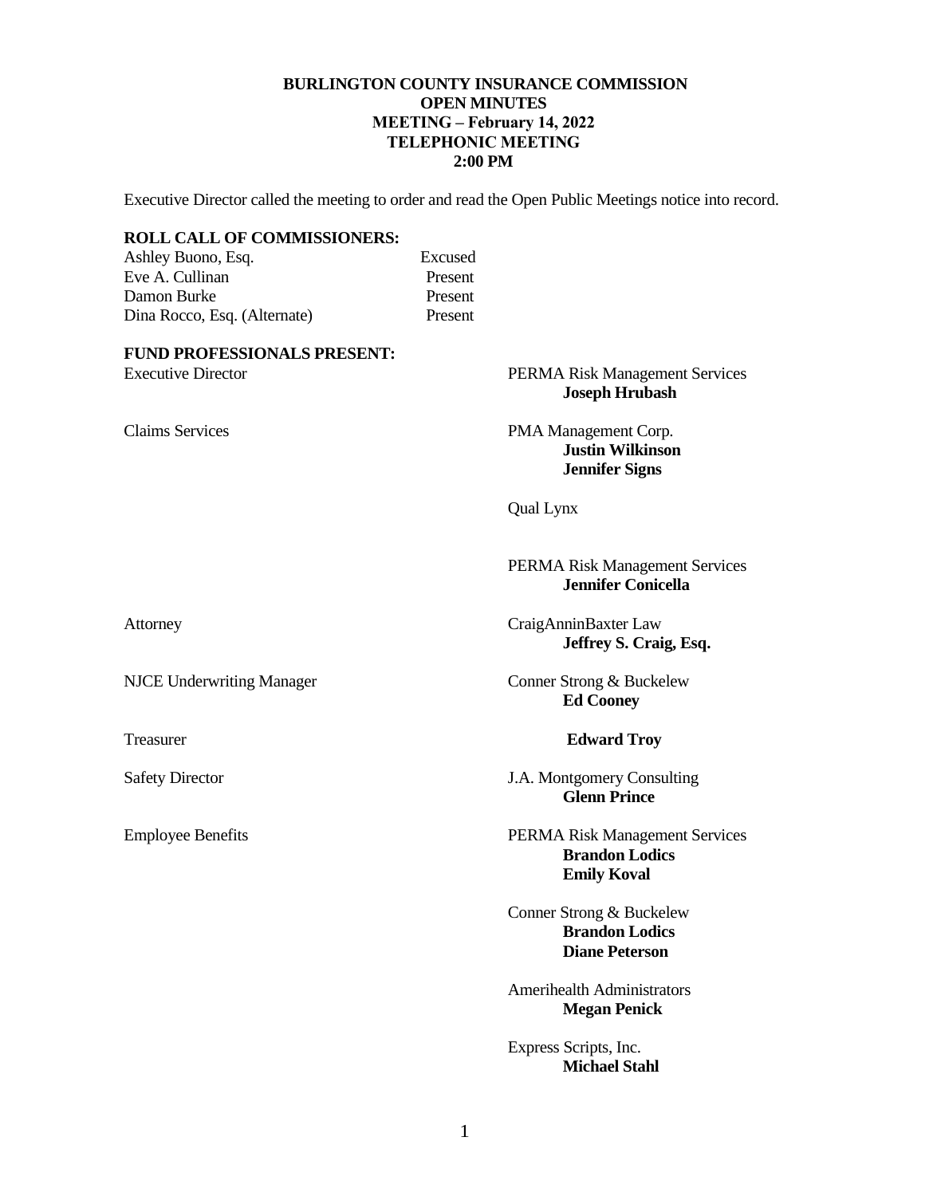**BURLINGTON COUNTY INSURANCE COMMISSION**
**OPEN MINUTES**
**MEETING – February 14, 2022**
**TELEPHONIC MEETING**
**2:00 PM**

Executive Director called the meeting to order and read the Open Public Meetings notice into record.

**ROLL CALL OF COMMISSIONERS:**

| | |
|---|---|
| Ashley Buono, Esq. | Excused |
| Eve A. Cullinan | Present |
| Damon Burke | Present |
| Dina Rocco, Esq. (Alternate) | Present |

**FUND PROFESSIONALS PRESENT:**

| | |
|---|---|
| Executive Director | PERMA Risk Management Services<br>**Joseph Hrubash** |
| Claims Services | PMA Management Corp.<br>**Justin Wilkinson**<br>**Jennifer Signs** |
| | Qual Lynx |
| | PERMA Risk Management Services<br>**Jennifer Conicella** |
| Attorney | CraigAnninBaxter Law<br>**Jeffrey S. Craig, Esq.** |
| NJCE Underwriting Manager | Conner Strong & Buckelew<br>**Ed Cooney** |
| Treasurer | **Edward Troy** |
| Safety Director | J.A. Montgomery Consulting<br>**Glenn Prince** |
| Employee Benefits | PERMA Risk Management Services<br>**Brandon Lodics**<br>**Emily Koval** |
| | Conner Strong & Buckelew<br>**Brandon Lodics**<br>**Diane Peterson** |
| | Amerihealth Administrators<br>**Megan Penick** |
| | Express Scripts, Inc.<br>**Michael Stahl** |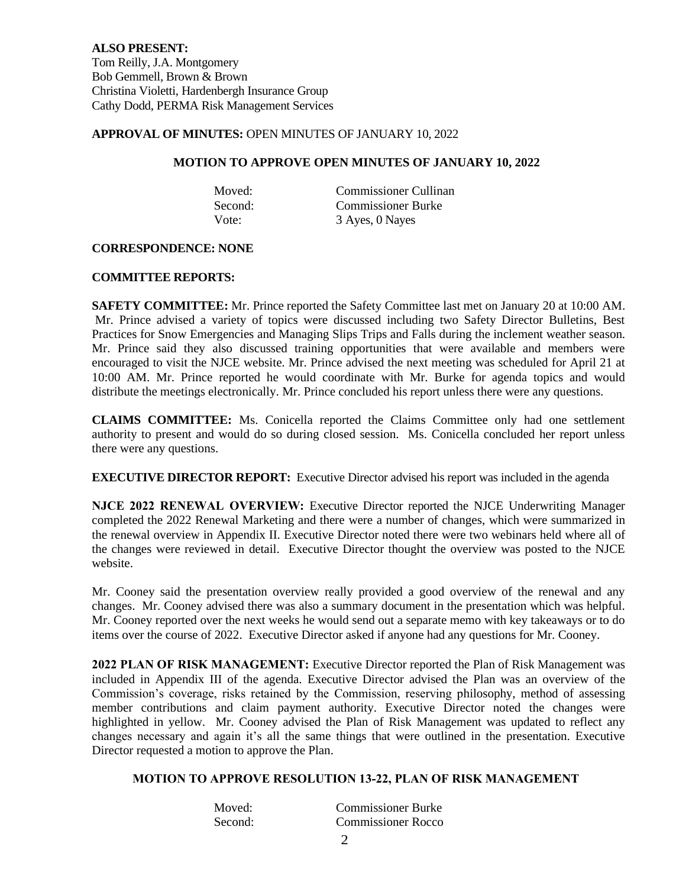**ALSO PRESENT:**
Tom Reilly, J.A. Montgomery
Bob Gemmell, Brown & Brown
Christina Violetti, Hardenbergh Insurance Group
Cathy Dodd, PERMA Risk Management Services

**APPROVAL OF MINUTES:** OPEN MINUTES OF JANUARY 10, 2022

**MOTION TO APPROVE OPEN MINUTES OF JANUARY 10, 2022**

Moved: Commissioner Cullinan
Second: Commissioner Burke
Vote: 3 Ayes, 0 Nayes

**CORRESPONDENCE: NONE**

**COMMITTEE REPORTS:**

**SAFETY COMMITTEE:** Mr. Prince reported the Safety Committee last met on January 20 at 10:00 AM. Mr. Prince advised a variety of topics were discussed including two Safety Director Bulletins, Best Practices for Snow Emergencies and Managing Slips Trips and Falls during the inclement weather season. Mr. Prince said they also discussed training opportunities that were available and members were encouraged to visit the NJCE website. Mr. Prince advised the next meeting was scheduled for April 21 at 10:00 AM. Mr. Prince reported he would coordinate with Mr. Burke for agenda topics and would distribute the meetings electronically. Mr. Prince concluded his report unless there were any questions.

**CLAIMS COMMITTEE:** Ms. Conicella reported the Claims Committee only had one settlement authority to present and would do so during closed session. Ms. Conicella concluded her report unless there were any questions.

**EXECUTIVE DIRECTOR REPORT:** Executive Director advised his report was included in the agenda

**NJCE 2022 RENEWAL OVERVIEW:** Executive Director reported the NJCE Underwriting Manager completed the 2022 Renewal Marketing and there were a number of changes, which were summarized in the renewal overview in Appendix II. Executive Director noted there were two webinars held where all of the changes were reviewed in detail. Executive Director thought the overview was posted to the NJCE website.

Mr. Cooney said the presentation overview really provided a good overview of the renewal and any changes. Mr. Cooney advised there was also a summary document in the presentation which was helpful. Mr. Cooney reported over the next weeks he would send out a separate memo with key takeaways or to do items over the course of 2022. Executive Director asked if anyone had any questions for Mr. Cooney.

**2022 PLAN OF RISK MANAGEMENT:** Executive Director reported the Plan of Risk Management was included in Appendix III of the agenda. Executive Director advised the Plan was an overview of the Commission's coverage, risks retained by the Commission, reserving philosophy, method of assessing member contributions and claim payment authority. Executive Director noted the changes were highlighted in yellow. Mr. Cooney advised the Plan of Risk Management was updated to reflect any changes necessary and again it's all the same things that were outlined in the presentation. Executive Director requested a motion to approve the Plan.

**MOTION TO APPROVE RESOLUTION 13-22, PLAN OF RISK MANAGEMENT**

Moved: Commissioner Burke
Second: Commissioner Rocco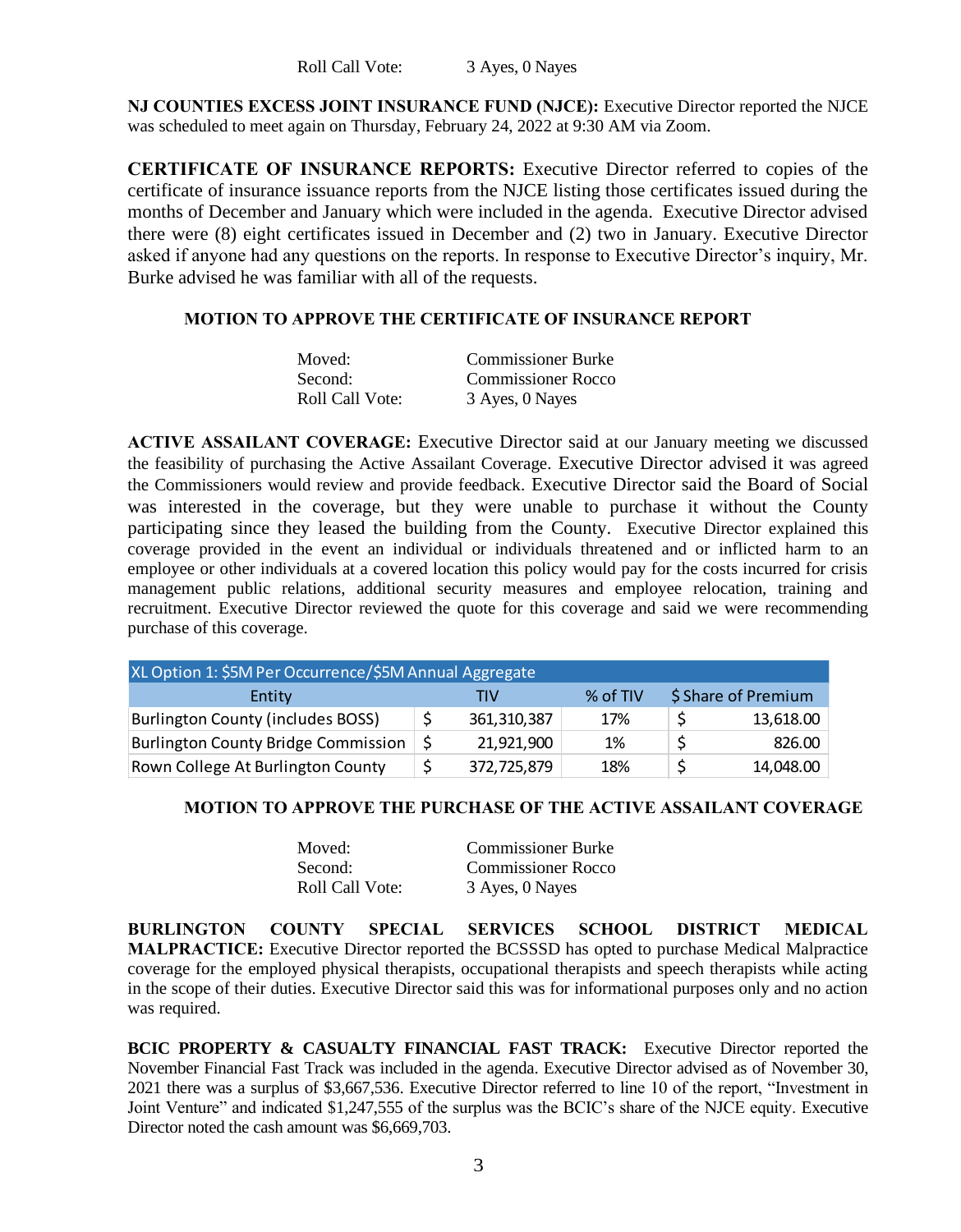Roll Call Vote: 3 Ayes, 0 Nayes

**NJ COUNTIES EXCESS JOINT INSURANCE FUND (NJCE):** Executive Director reported the NJCE was scheduled to meet again on Thursday, February 24, 2022 at 9:30 AM via Zoom.

**CERTIFICATE OF INSURANCE REPORTS:** Executive Director referred to copies of the certificate of insurance issuance reports from the NJCE listing those certificates issued during the months of December and January which were included in the agenda. Executive Director advised there were (8) eight certificates issued in December and (2) two in January. Executive Director asked if anyone had any questions on the reports. In response to Executive Director's inquiry, Mr. Burke advised he was familiar with all of the requests.

**MOTION TO APPROVE THE CERTIFICATE OF INSURANCE REPORT**

Moved: Commissioner Burke
Second: Commissioner Rocco
Roll Call Vote: 3 Ayes, 0 Nayes

**ACTIVE ASSAILANT COVERAGE:** Executive Director said at our January meeting we discussed the feasibility of purchasing the Active Assailant Coverage. Executive Director advised it was agreed the Commissioners would review and provide feedback. Executive Director said the Board of Social was interested in the coverage, but they were unable to purchase it without the County participating since they leased the building from the County. Executive Director explained this coverage provided in the event an individual or individuals threatened and or inflicted harm to an employee or other individuals at a covered location this policy would pay for the costs incurred for crisis management public relations, additional security measures and employee relocation, training and recruitment. Executive Director reviewed the quote for this coverage and said we were recommending purchase of this coverage.

| XL Option 1: $5M Per Occurrence/$5M Annual Aggregate | | | |
|---|---|---|---|
| Entity | TIV | % of TIV | $ Share of Premium |
| Burlington County (includes BOSS) | $ 361,310,387 | 17% | $ 13,618.00 |
| Burlington County Bridge Commission | $ 21,921,900 | 1% | $ 826.00 |
| Rown College At Burlington County | $ 372,725,879 | 18% | $ 14,048.00 |

**MOTION TO APPROVE THE PURCHASE OF THE ACTIVE ASSAILANT COVERAGE**

Moved: Commissioner Burke
Second: Commissioner Rocco
Roll Call Vote: 3 Ayes, 0 Nayes

**BURLINGTON COUNTY SPECIAL SERVICES SCHOOL DISTRICT MEDICAL MALPRACTICE:** Executive Director reported the BCSSSD has opted to purchase Medical Malpractice coverage for the employed physical therapists, occupational therapists and speech therapists while acting in the scope of their duties. Executive Director said this was for informational purposes only and no action was required.

**BCIC PROPERTY & CASUALTY FINANCIAL FAST TRACK:** Executive Director reported the November Financial Fast Track was included in the agenda. Executive Director advised as of November 30, 2021 there was a surplus of $3,667,536. Executive Director referred to line 10 of the report, "Investment in Joint Venture" and indicated $1,247,555 of the surplus was the BCIC's share of the NJCE equity. Executive Director noted the cash amount was $6,669,703.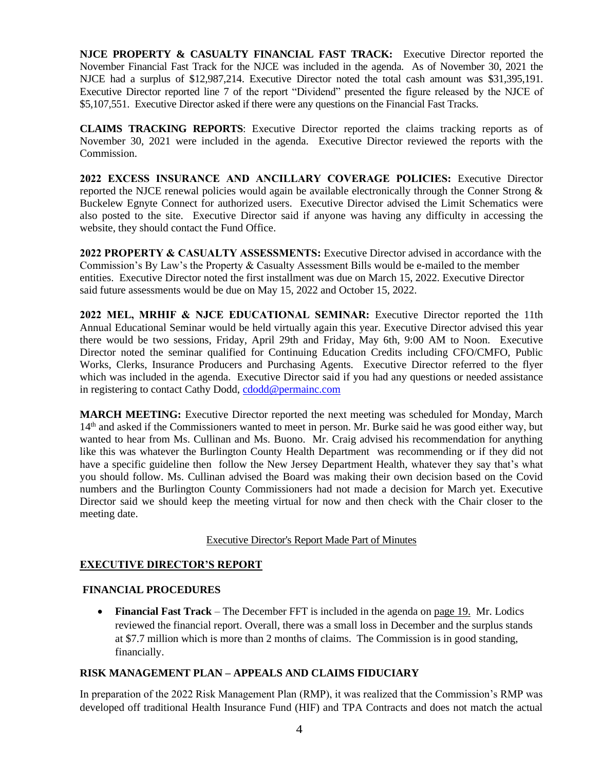**NJCE PROPERTY & CASUALTY FINANCIAL FAST TRACK:** Executive Director reported the November Financial Fast Track for the NJCE was included in the agenda. As of November 30, 2021 the NJCE had a surplus of $12,987,214. Executive Director noted the total cash amount was $31,395,191. Executive Director reported line 7 of the report "Dividend" presented the figure released by the NJCE of $5,107,551. Executive Director asked if there were any questions on the Financial Fast Tracks.

**CLAIMS TRACKING REPORTS**: Executive Director reported the claims tracking reports as of November 30, 2021 were included in the agenda. Executive Director reviewed the reports with the Commission.

**2022 EXCESS INSURANCE AND ANCILLARY COVERAGE POLICIES:** Executive Director reported the NJCE renewal policies would again be available electronically through the Conner Strong & Buckelew Egnyte Connect for authorized users. Executive Director advised the Limit Schematics were also posted to the site. Executive Director said if anyone was having any difficulty in accessing the website, they should contact the Fund Office.

**2022 PROPERTY & CASUALTY ASSESSMENTS:** Executive Director advised in accordance with the Commission's By Law's the Property & Casualty Assessment Bills would be e-mailed to the member entities. Executive Director noted the first installment was due on March 15, 2022. Executive Director said future assessments would be due on May 15, 2022 and October 15, 2022.

**2022 MEL, MRHIF & NJCE EDUCATIONAL SEMINAR:** Executive Director reported the 11th Annual Educational Seminar would be held virtually again this year. Executive Director advised this year there would be two sessions, Friday, April 29th and Friday, May 6th, 9:00 AM to Noon. Executive Director noted the seminar qualified for Continuing Education Credits including CFO/CMFO, Public Works, Clerks, Insurance Producers and Purchasing Agents. Executive Director referred to the flyer which was included in the agenda. Executive Director said if you had any questions or needed assistance in registering to contact Cathy Dodd, cdodd@permainc.com

**MARCH MEETING:** Executive Director reported the next meeting was scheduled for Monday, March 14th and asked if the Commissioners wanted to meet in person. Mr. Burke said he was good either way, but wanted to hear from Ms. Cullinan and Ms. Buono. Mr. Craig advised his recommendation for anything like this was whatever the Burlington County Health Department was recommending or if they did not have a specific guideline then follow the New Jersey Department Health, whatever they say that's what you should follow. Ms. Cullinan advised the Board was making their own decision based on the Covid numbers and the Burlington County Commissioners had not made a decision for March yet. Executive Director said we should keep the meeting virtual for now and then check with the Chair closer to the meeting date.

Executive Director's Report Made Part of Minutes

## EXECUTIVE DIRECTOR'S REPORT

### FINANCIAL PROCEDURES

- **Financial Fast Track** – The December FFT is included in the agenda on page 19. Mr. Lodics reviewed the financial report. Overall, there was a small loss in December and the surplus stands at $7.7 million which is more than 2 months of claims. The Commission is in good standing, financially.

### RISK MANAGEMENT PLAN – APPEALS AND CLAIMS FIDUCIARY

In preparation of the 2022 Risk Management Plan (RMP), it was realized that the Commission's RMP was developed off traditional Health Insurance Fund (HIF) and TPA Contracts and does not match the actual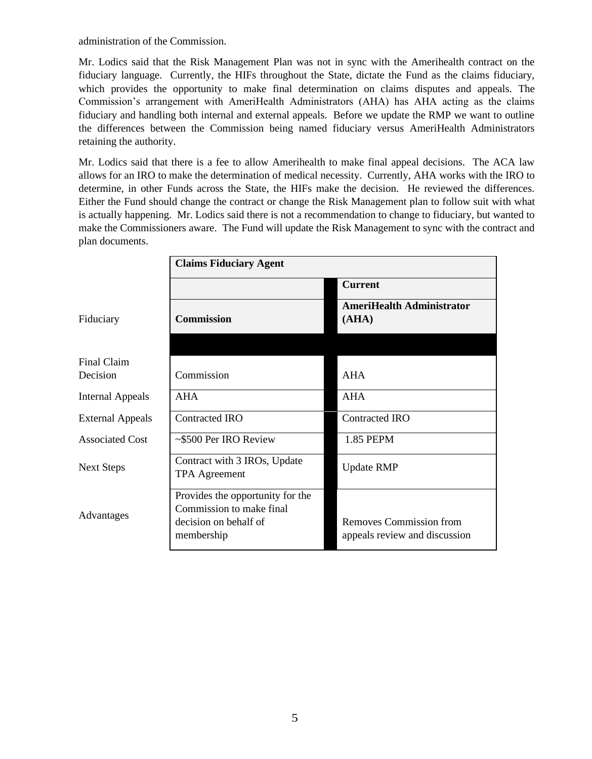administration of the Commission.

Mr. Lodics said that the Risk Management Plan was not in sync with the Amerihealth contract on the fiduciary language. Currently, the HIFs throughout the State, dictate the Fund as the claims fiduciary, which provides the opportunity to make final determination on claims disputes and appeals. The Commission's arrangement with AmeriHealth Administrators (AHA) has AHA acting as the claims fiduciary and handling both internal and external appeals. Before we update the RMP we want to outline the differences between the Commission being named fiduciary versus AmeriHealth Administrators retaining the authority.

Mr. Lodics said that there is a fee to allow Amerihealth to make final appeal decisions. The ACA law allows for an IRO to make the determination of medical necessity. Currently, AHA works with the IRO to determine, in other Funds across the State, the HIFs make the decision. He reviewed the differences. Either the Fund should change the contract or change the Risk Management plan to follow suit with what is actually happening. Mr. Lodics said there is not a recommendation to change to fiduciary, but wanted to make the Commissioners aware. The Fund will update the Risk Management to sync with the contract and plan documents.

| | **Claims Fiduciary Agent** | |
|---|---|---|
| | | **Current** |
| Fiduciary | **Commission** | **AmeriHealth Administrator (AHA)** |
| Final Claim Decision | Commission | AHA |
| Internal Appeals | AHA | AHA |
| External Appeals | Contracted IRO | Contracted IRO |
| Associated Cost | ~$500 Per IRO Review | 1.85 PEPM |
| Next Steps | Contract with 3 IROs, Update TPA Agreement | Update RMP |
| Advantages | Provides the opportunity for the Commission to make final decision on behalf of membership | Removes Commission from appeals review and discussion |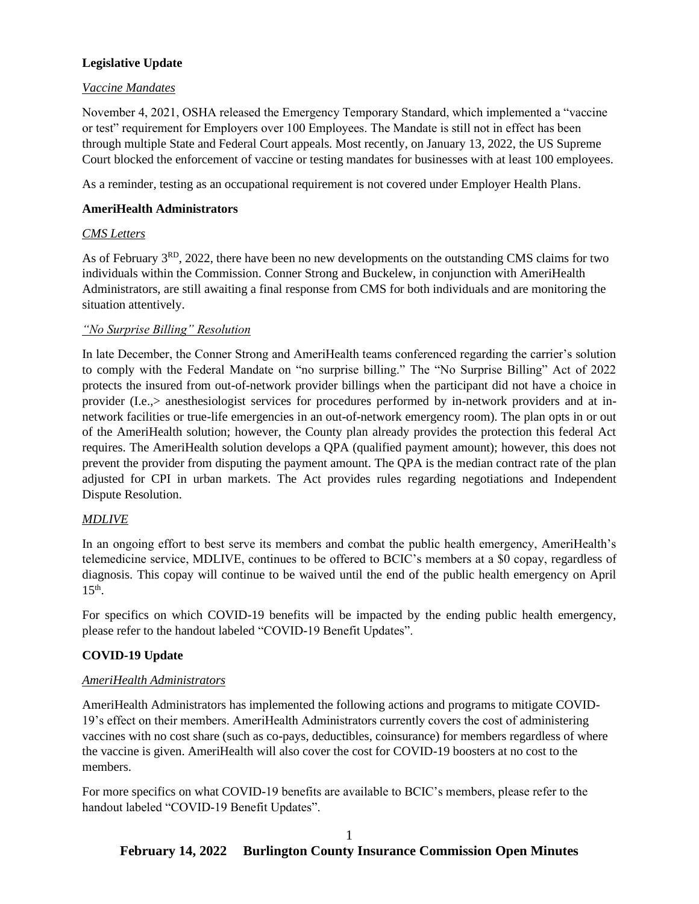**Legislative Update**

*Vaccine Mandates*

November 4, 2021, OSHA released the Emergency Temporary Standard, which implemented a "vaccine or test" requirement for Employers over 100 Employees. The Mandate is still not in effect has been through multiple State and Federal Court appeals. Most recently, on January 13, 2022, the US Supreme Court blocked the enforcement of vaccine or testing mandates for businesses with at least 100 employees.

As a reminder, testing as an occupational requirement is not covered under Employer Health Plans.

**AmeriHealth Administrators**

*CMS Letters*

As of February 3RD, 2022, there have been no new developments on the outstanding CMS claims for two individuals within the Commission. Conner Strong and Buckelew, in conjunction with AmeriHealth Administrators, are still awaiting a final response from CMS for both individuals and are monitoring the situation attentively.

*"No Surprise Billing" Resolution*

In late December, the Conner Strong and AmeriHealth teams conferenced regarding the carrier's solution to comply with the Federal Mandate on "no surprise billing." The "No Surprise Billing" Act of 2022 protects the insured from out-of-network provider billings when the participant did not have a choice in provider (I.e.,> anesthesiologist services for procedures performed by in-network providers and at in-network facilities or true-life emergencies in an out-of-network emergency room). The plan opts in or out of the AmeriHealth solution; however, the County plan already provides the protection this federal Act requires. The AmeriHealth solution develops a QPA (qualified payment amount); however, this does not prevent the provider from disputing the payment amount. The QPA is the median contract rate of the plan adjusted for CPI in urban markets. The Act provides rules regarding negotiations and Independent Dispute Resolution.

*MDLIVE*

In an ongoing effort to best serve its members and combat the public health emergency, AmeriHealth's telemedicine service, MDLIVE, continues to be offered to BCIC's members at a $0 copay, regardless of diagnosis. This copay will continue to be waived until the end of the public health emergency on April 15th.

For specifics on which COVID-19 benefits will be impacted by the ending public health emergency, please refer to the handout labeled "COVID-19 Benefit Updates".

**COVID-19 Update**

*AmeriHealth Administrators*

AmeriHealth Administrators has implemented the following actions and programs to mitigate COVID-19's effect on their members. AmeriHealth Administrators currently covers the cost of administering vaccines with no cost share (such as co-pays, deductibles, coinsurance) for members regardless of where the vaccine is given. AmeriHealth will also cover the cost for COVID-19 boosters at no cost to the members.

For more specifics on what COVID-19 benefits are available to BCIC's members, please refer to the handout labeled "COVID-19 Benefit Updates".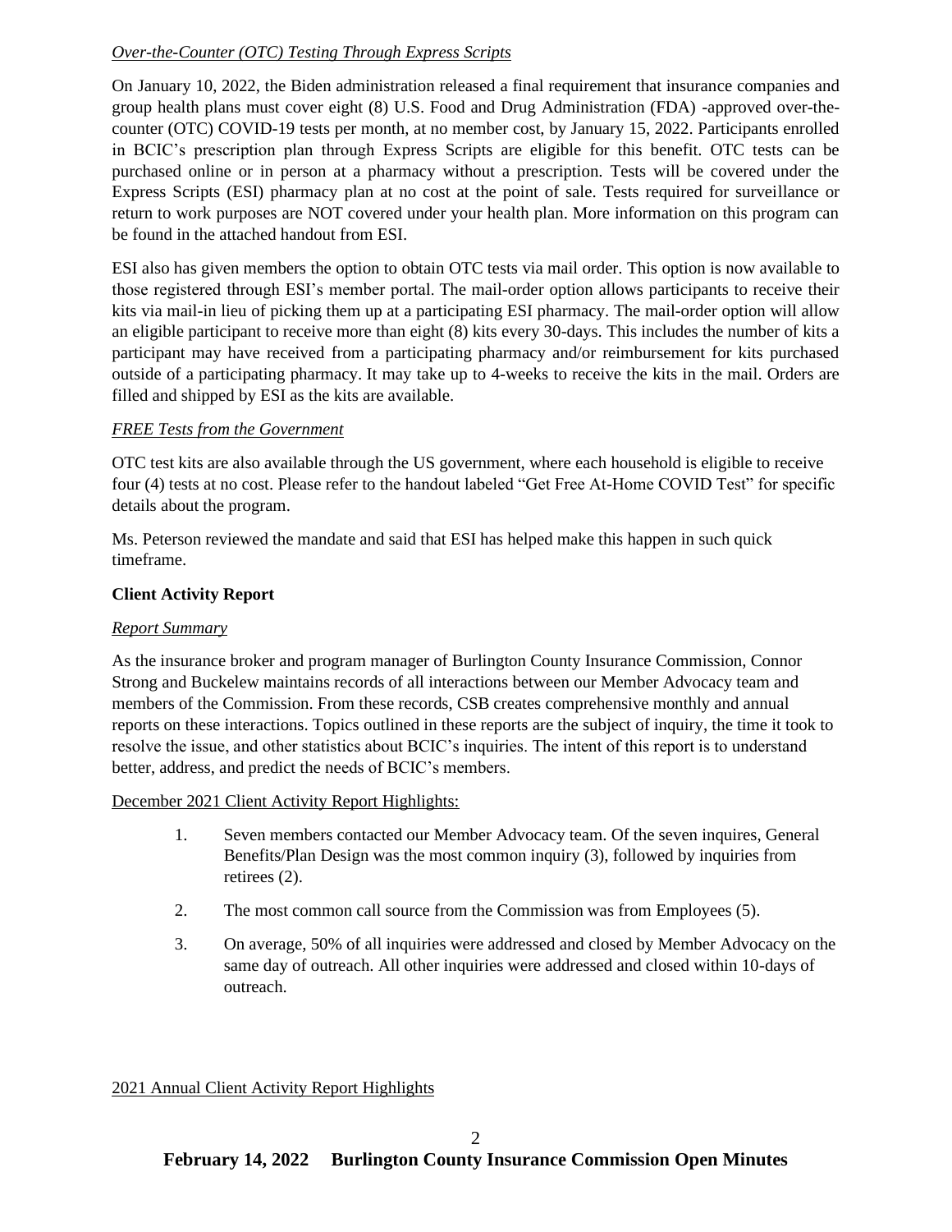*Over-the-Counter (OTC) Testing Through Express Scripts*

On January 10, 2022, the Biden administration released a final requirement that insurance companies and group health plans must cover eight (8) U.S. Food and Drug Administration (FDA) -approved over-the-counter (OTC) COVID-19 tests per month, at no member cost, by January 15, 2022. Participants enrolled in BCIC's prescription plan through Express Scripts are eligible for this benefit. OTC tests can be purchased online or in person at a pharmacy without a prescription. Tests will be covered under the Express Scripts (ESI) pharmacy plan at no cost at the point of sale. Tests required for surveillance or return to work purposes are NOT covered under your health plan. More information on this program can be found in the attached handout from ESI.

ESI also has given members the option to obtain OTC tests via mail order. This option is now available to those registered through ESI's member portal. The mail-order option allows participants to receive their kits via mail-in lieu of picking them up at a participating ESI pharmacy. The mail-order option will allow an eligible participant to receive more than eight (8) kits every 30-days. This includes the number of kits a participant may have received from a participating pharmacy and/or reimbursement for kits purchased outside of a participating pharmacy. It may take up to 4-weeks to receive the kits in the mail. Orders are filled and shipped by ESI as the kits are available.

*FREE Tests from the Government*

OTC test kits are also available through the US government, where each household is eligible to receive four (4) tests at no cost. Please refer to the handout labeled "Get Free At-Home COVID Test" for specific details about the program.

Ms. Peterson reviewed the mandate and said that ESI has helped make this happen in such quick timeframe.

**Client Activity Report**

*Report Summary*

As the insurance broker and program manager of Burlington County Insurance Commission, Connor Strong and Buckelew maintains records of all interactions between our Member Advocacy team and members of the Commission. From these records, CSB creates comprehensive monthly and annual reports on these interactions. Topics outlined in these reports are the subject of inquiry, the time it took to resolve the issue, and other statistics about BCIC's inquiries. The intent of this report is to understand better, address, and predict the needs of BCIC's members.

December 2021 Client Activity Report Highlights:

1. Seven members contacted our Member Advocacy team. Of the seven inquires, General Benefits/Plan Design was the most common inquiry (3), followed by inquiries from retirees (2).
2. The most common call source from the Commission was from Employees (5).
3. On average, 50% of all inquiries were addressed and closed by Member Advocacy on the same day of outreach. All other inquiries were addressed and closed within 10-days of outreach.

2021 Annual Client Activity Report Highlights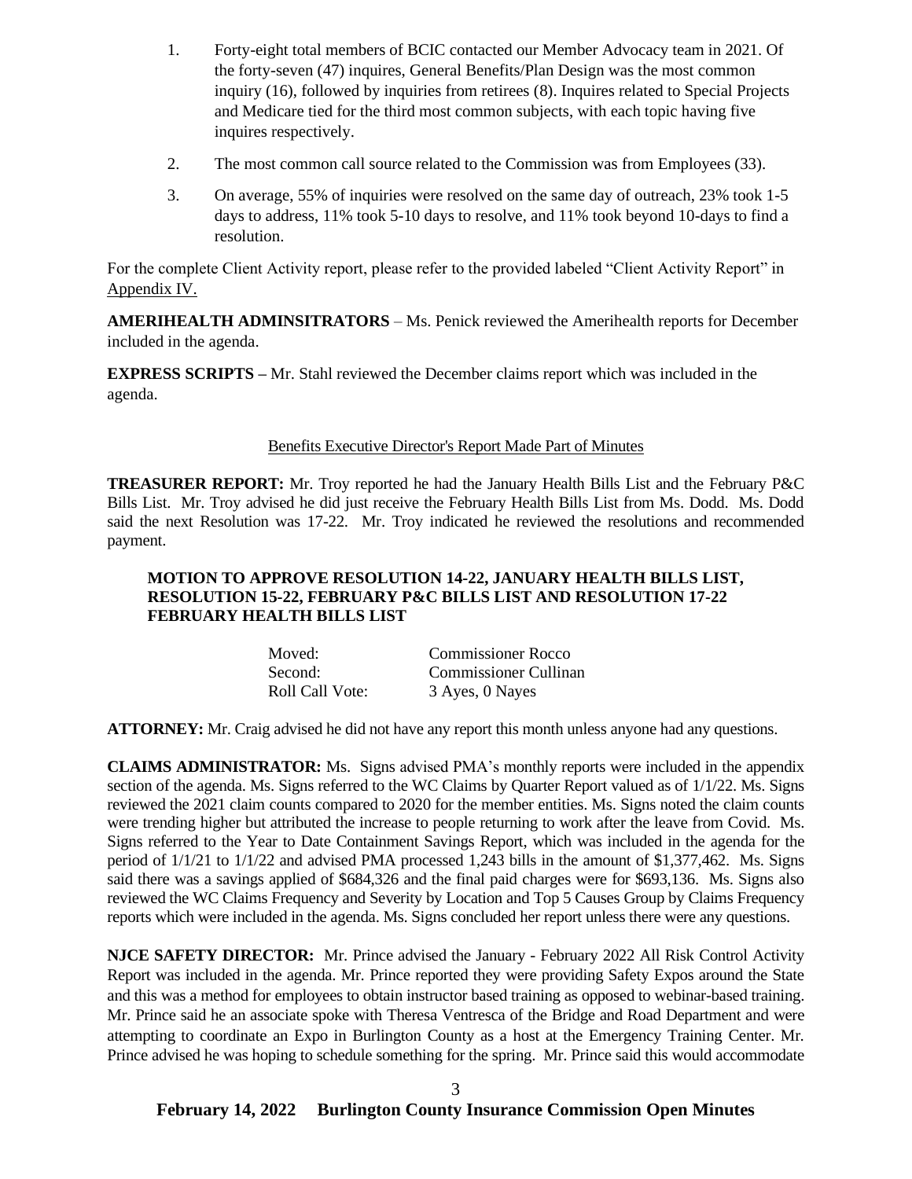1. Forty-eight total members of BCIC contacted our Member Advocacy team in 2021. Of the forty-seven (47) inquires, General Benefits/Plan Design was the most common inquiry (16), followed by inquiries from retirees (8). Inquires related to Special Projects and Medicare tied for the third most common subjects, with each topic having five inquires respectively.
2. The most common call source related to the Commission was from Employees (33).
3. On average, 55% of inquiries were resolved on the same day of outreach, 23% took 1-5 days to address, 11% took 5-10 days to resolve, and 11% took beyond 10-days to find a resolution.

For the complete Client Activity report, please refer to the provided labeled "Client Activity Report" in Appendix IV.

**AMERIHEALTH ADMINSITRATORS** – Ms. Penick reviewed the Amerihealth reports for December included in the agenda.

**EXPRESS SCRIPTS –** Mr. Stahl reviewed the December claims report which was included in the agenda.

Benefits Executive Director's Report Made Part of Minutes

**TREASURER REPORT:** Mr. Troy reported he had the January Health Bills List and the February P&C Bills List. Mr. Troy advised he did just receive the February Health Bills List from Ms. Dodd. Ms. Dodd said the next Resolution was 17-22. Mr. Troy indicated he reviewed the resolutions and recommended payment.

**MOTION TO APPROVE RESOLUTION 14-22, JANUARY HEALTH BILLS LIST, RESOLUTION 15-22, FEBRUARY P&C BILLS LIST AND RESOLUTION 17-22 FEBRUARY HEALTH BILLS LIST**

| | |
|---|---|
| Moved: | Commissioner Rocco |
| Second: | Commissioner Cullinan |
| Roll Call Vote: | 3 Ayes, 0 Nayes |

**ATTORNEY:** Mr. Craig advised he did not have any report this month unless anyone had any questions.

**CLAIMS ADMINISTRATOR:** Ms. Signs advised PMA's monthly reports were included in the appendix section of the agenda. Ms. Signs referred to the WC Claims by Quarter Report valued as of 1/1/22. Ms. Signs reviewed the 2021 claim counts compared to 2020 for the member entities. Ms. Signs noted the claim counts were trending higher but attributed the increase to people returning to work after the leave from Covid. Ms. Signs referred to the Year to Date Containment Savings Report, which was included in the agenda for the period of 1/1/21 to 1/1/22 and advised PMA processed 1,243 bills in the amount of $1,377,462. Ms. Signs said there was a savings applied of $684,326 and the final paid charges were for $693,136. Ms. Signs also reviewed the WC Claims Frequency and Severity by Location and Top 5 Causes Group by Claims Frequency reports which were included in the agenda. Ms. Signs concluded her report unless there were any questions.

**NJCE SAFETY DIRECTOR:** Mr. Prince advised the January - February 2022 All Risk Control Activity Report was included in the agenda. Mr. Prince reported they were providing Safety Expos around the State and this was a method for employees to obtain instructor based training as opposed to webinar-based training. Mr. Prince said he an associate spoke with Theresa Ventresca of the Bridge and Road Department and were attempting to coordinate an Expo in Burlington County as a host at the Emergency Training Center. Mr. Prince advised he was hoping to schedule something for the spring. Mr. Prince said this would accommodate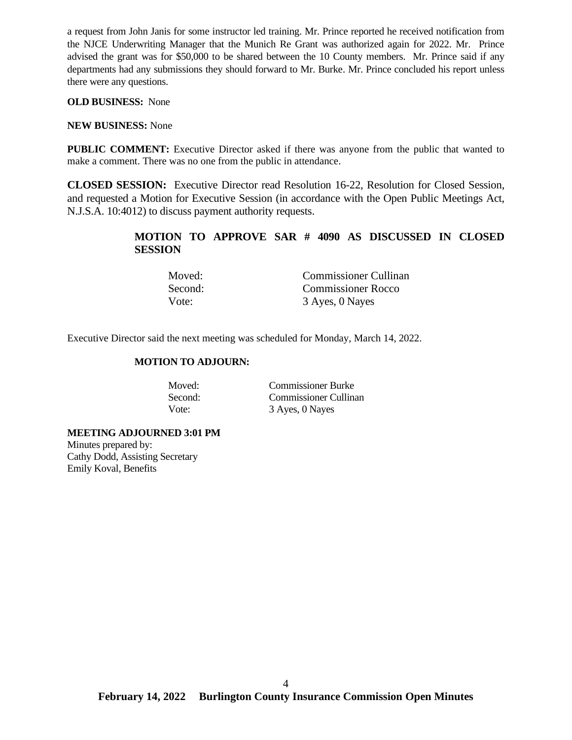a request from John Janis for some instructor led training. Mr. Prince reported he received notification from the NJCE Underwriting Manager that the Munich Re Grant was authorized again for 2022. Mr. Prince advised the grant was for $50,000 to be shared between the 10 County members. Mr. Prince said if any departments had any submissions they should forward to Mr. Burke. Mr. Prince concluded his report unless there were any questions.

**OLD BUSINESS:** None

**NEW BUSINESS:** None

**PUBLIC COMMENT:** Executive Director asked if there was anyone from the public that wanted to make a comment. There was no one from the public in attendance.

**CLOSED SESSION:** Executive Director read Resolution 16-22, Resolution for Closed Session, and requested a Motion for Executive Session (in accordance with the Open Public Meetings Act, N.J.S.A. 10:4012) to discuss payment authority requests.

**MOTION TO APPROVE SAR # 4090 AS DISCUSSED IN CLOSED SESSION**

| | |
|---|---|
| Moved: | Commissioner Cullinan |
| Second: | Commissioner Rocco |
| Vote: | 3 Ayes, 0 Nayes |

Executive Director said the next meeting was scheduled for Monday, March 14, 2022.

**MOTION TO ADJOURN:**

| | |
|---|---|
| Moved: | Commissioner Burke |
| Second: | Commissioner Cullinan |
| Vote: | 3 Ayes, 0 Nayes |

**MEETING ADJOURNED 3:01 PM**

Minutes prepared by:
Cathy Dodd, Assisting Secretary
Emily Koval, Benefits